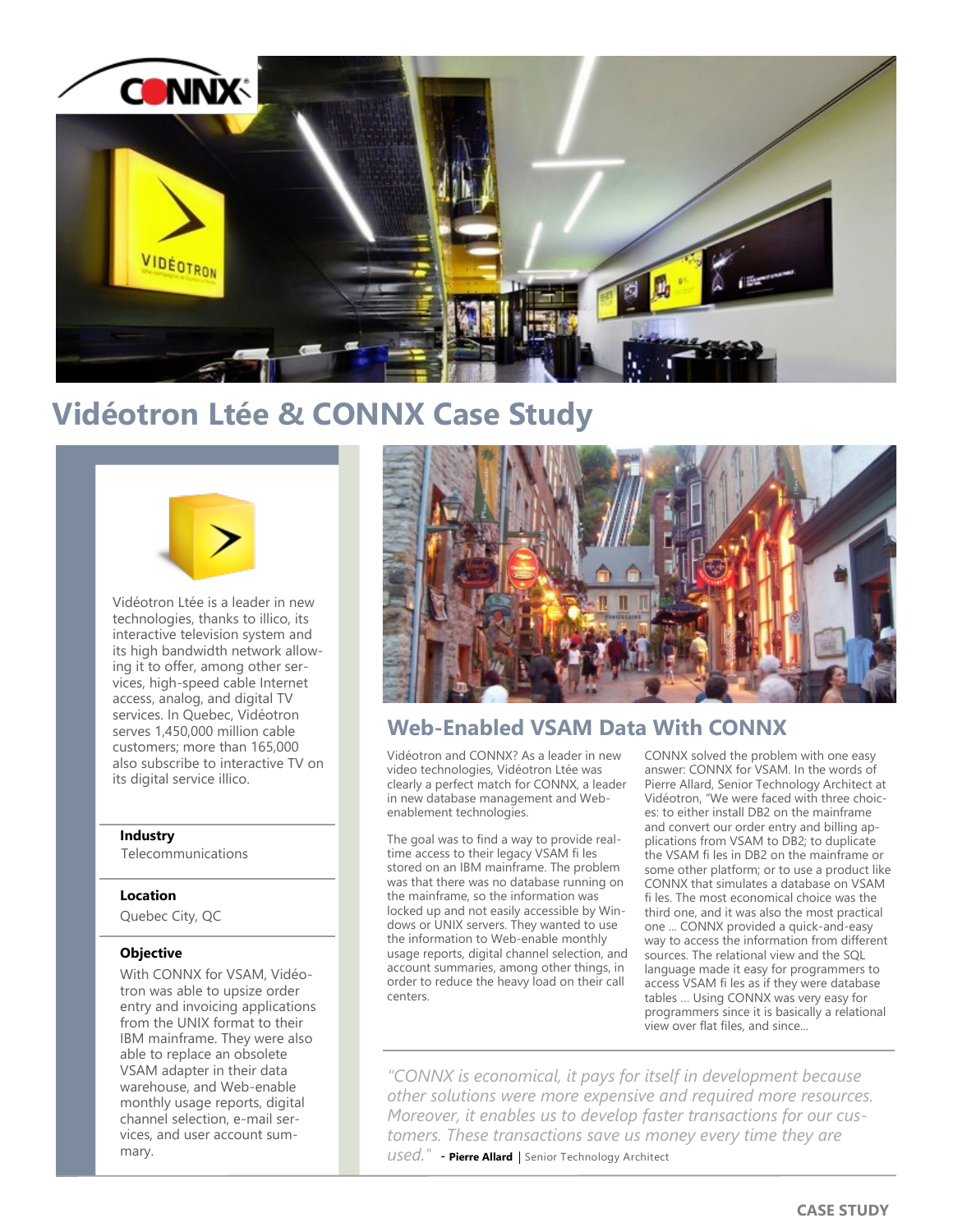# Vidéotron Ltée & CONNX Case Study

Vidéotron Ltée is a leader in new technologies, thanks to illico, its interactive television system and its high bandwidth network allowing it to offer, among other services, high-speed cable Internet access, analog, and digital TV services. In Quebec, Vidéotron serves 1,450,000 million cable customers; more than 165,000 also subscribe to interactive TV on its digital service illico.

**Industry**

Telecommunications

**Location**

Quebec City, QC

**Objective**

With CONNX for VSAM, Vidéotron was able to upsize order entry and invoicing applications from the UNIX format to their IBM mainframe. They were also able to replace an obsolete VSAM adapter in their data warehouse, and Web-enable monthly usage reports, digital channel selection, e-mail services, and user account summary.

## Web-Enabled VSAM Data With CONNX

Vidéotron and CONNX? As a leader in new video technologies, Vidéotron Ltée was clearly a perfect match for CONNX, a leader in new database management and Web-enablement technologies.

The goal was to find a way to provide real-time access to their legacy VSAM fi les stored on an IBM mainframe. The problem was that there was no database running on the mainframe, so the information was locked up and not easily accessible by Windows or UNIX servers. They wanted to use the information to Web-enable monthly usage reports, digital channel selection, and account summaries, among other things, in order to reduce the heavy load on their call centers.

CONNX solved the problem with one easy answer: CONNX for VSAM. In the words of Pierre Allard, Senior Technology Architect at Vidéotron, "We were faced with three choices: to either install DB2 on the mainframe and convert our order entry and billing applications from VSAM to DB2; to duplicate the VSAM fi les in DB2 on the mainframe or some other platform; or to use a product like CONNX that simulates a database on VSAM fi les. The most economical choice was the third one, and it was also the most practical one ... CONNX provided a quick-and-easy way to access the information from different sources. The relational view and the SQL language made it easy for programmers to access VSAM fi les as if they were database tables ... Using CONNX was very easy for programmers since it is basically a relational view over flat files, and since...

*"CONNX is economical, it pays for itself in development because other solutions were more expensive and required more resources. Moreover, it enables us to develop faster transactions for our customers. These transactions save us money every time they are used."* - **Pierre Allard** | Senior Technology Architect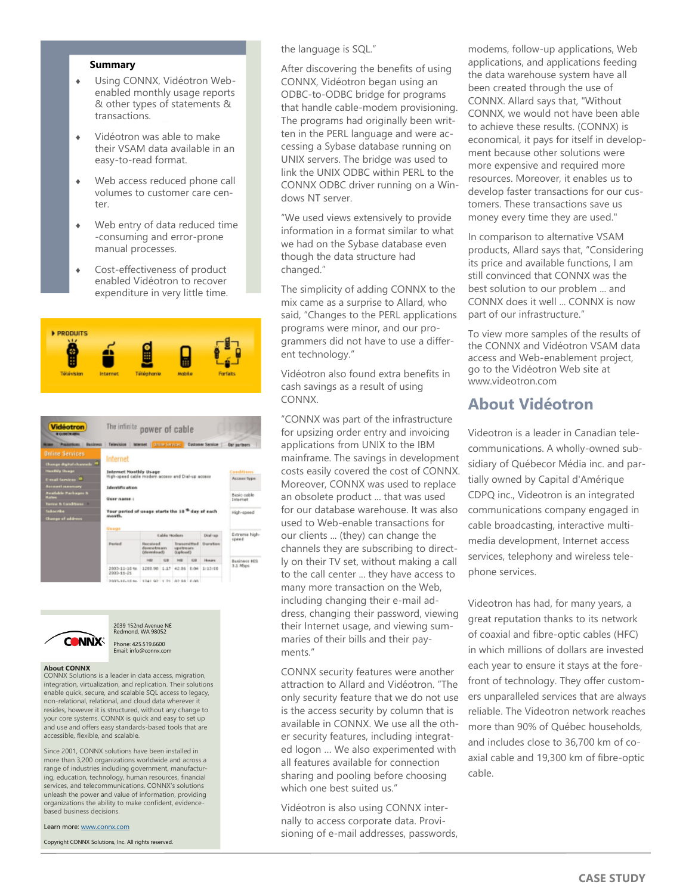## Summary

- Using CONNX, Vidéotron Web-enabled monthly usage reports & other types of statements & transactions.
- Vidéotron was able to make their VSAM data available in an easy-to-read format.
- Web access reduced phone call volumes to customer care center.
- Web entry of data reduced time-consuming and error-prone manual processes.
- Cost-effectiveness of product enabled Vidéotron to recover expenditure in very little time.

2039 152nd Avenue NE
Redmond, WA 98052

Phone: 425.519.6600
Email: info@connx.com

**About CONNX**
CONNX Solutions is a leader in data access, migration, integration, virtualization, and replication. Their solutions enable quick, secure, and scalable SQL access to legacy, non-relational, relational, and cloud data wherever it resides, however it is structured, without any change to your core systems. CONNX is quick and easy to set up and use and offers easy standards-based tools that are accessible, flexible, and scalable.

Since 2001, CONNX solutions have been installed in more than 3,200 organizations worldwide and across a range of industries including government, manufacturing, education, technology, human resources, financial services, and telecommunications. CONNX's solutions unleash the power and value of information, providing organizations the ability to make confident, evidence-based business decisions.

Learn more: www.connx.com

Copyright CONNX Solutions, Inc. All rights reserved.

the language is SQL."

After discovering the benefits of using CONNX, Vidéotron began using an ODBC-to-ODBC bridge for programs that handle cable-modem provisioning. The programs had originally been written in the PERL language and were accessing a Sybase database running on UNIX servers. The bridge was used to link the UNIX ODBC within PERL to the CONNX ODBC driver running on a Windows NT server.

"We used views extensively to provide information in a format similar to what we had on the Sybase database even though the data structure had changed."

The simplicity of adding CONNX to the mix came as a surprise to Allard, who said, "Changes to the PERL applications programs were minor, and our programmers did not have to use a different technology."

Vidéotron also found extra benefits in cash savings as a result of using CONNX.

"CONNX was part of the infrastructure for upsizing order entry and invoicing applications from UNIX to the IBM mainframe. The savings in development costs easily covered the cost of CONNX. Moreover, CONNX was used to replace an obsolete product ... that was used for our database warehouse. It was also used to Web-enable transactions for our clients ... (they) can change the channels they are subscribing to directly on their TV set, without making a call to the call center ... they have access to many more transaction on the Web, including changing their e-mail address, changing their password, viewing their Internet usage, and viewing summaries of their bills and their payments."

CONNX security features were another attraction to Allard and Vidéotron. "The only security feature that we do not use is the access security by column that is available in CONNX. We use all the other security features, including integrated logon ... We also experimented with all features available for connection sharing and pooling before choosing which one best suited us."

Vidéotron is also using CONNX internally to access corporate data. Provisioning of e-mail addresses, passwords, modems, follow-up applications, Web applications, and applications feeding the data warehouse system have all been created through the use of CONNX. Allard says that, "Without CONNX, we would not have been able to achieve these results. (CONNX) is economical, it pays for itself in development because other solutions were more expensive and required more resources. Moreover, it enables us to develop faster transactions for our customers. These transactions save us money every time they are used."

In comparison to alternative VSAM products, Allard says that, "Considering its price and available functions, I am still convinced that CONNX was the best solution to our problem ... and CONNX does it well ... CONNX is now part of our infrastructure."

To view more samples of the results of the CONNX and Vidéotron VSAM data access and Web-enablement project, go to the Vidéotron Web site at www.videotron.com

## About Vidéotron

Videotron is a leader in Canadian telecommunications. A wholly-owned subsidiary of Québecor Média inc. and partially owned by Capital d'Amérique CDPQ inc., Videotron is an integrated communications company engaged in cable broadcasting, interactive multimedia development, Internet access services, telephony and wireless telephone services.

Videotron has had, for many years, a great reputation thanks to its network of coaxial and fibre-optic cables (HFC) in which millions of dollars are invested each year to ensure it stays at the forefront of technology. They offer customers unparalleled services that are always reliable. The Videotron network reaches more than 90% of Québec households, and includes close to 36,700 km of coaxial cable and 19,300 km of fibre-optic cable.

CASE STUDY